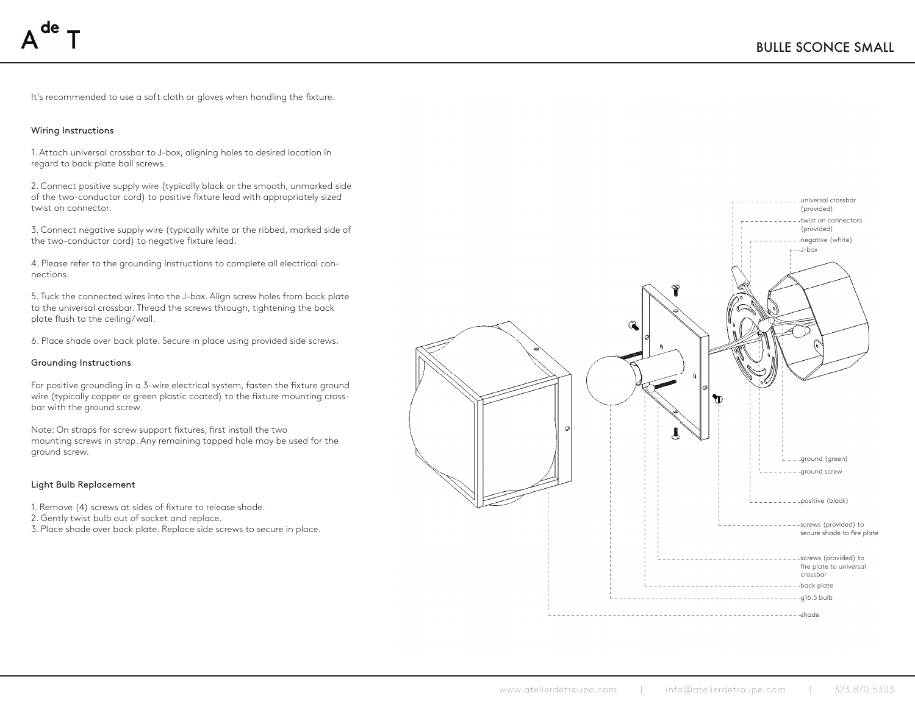# BULLE SCONCE SMALL

It's recommended to use a soft cloth or gloves when handling the fixture.

## Wiring Instructions

1. Attach universal crossbar to J-box, aligning holes to desired location in regard to back plate ball screws.

2. Connect positive supply wire (typically black or the smooth, unmarked side of the two-conductor cord) to positive fixture lead with appropriately sized twist on connector.

3. Connect negative supply wire (typically white or the ribbed, marked side of the two-conductor cord) to negative fixture lead.

4. Please refer to the grounding instructions to complete all electrical connections.

5. Tuck the connected wires into the J-box. Align screw holes from back plate to the universal crossbar. Thread the screws through, tightening the back plate flush to the ceiling/wall.

6. Place shade over back plate. Secure in place using provided side screws.

## Grounding Instructions

For positive grounding in a 3-wire electrical system, fasten the fixture ground wire (typically copper or green plastic coated) to the fixture mounting crossbar with the ground screw.

Note: On straps for screw support fixtures, first install the two mounting screws in strap. Any remaining tapped hole may be used for the ground screw.

## Light Bulb Replacement

1. Remove (4) screws at sides of fixture to release shade.
2. Gently twist bulb out of socket and replace.
3. Place shade over back plate. Replace side screws to secure in place.

universal crossbar (provided)
twist on connectors (provided)
negative (white)
J-box
ground (green)
ground screw
positive (black)
screws (provided) to secure shade to fire plate
screws (provided) to fire plate to universal crossbar
back plate
g16.5 bulb
shade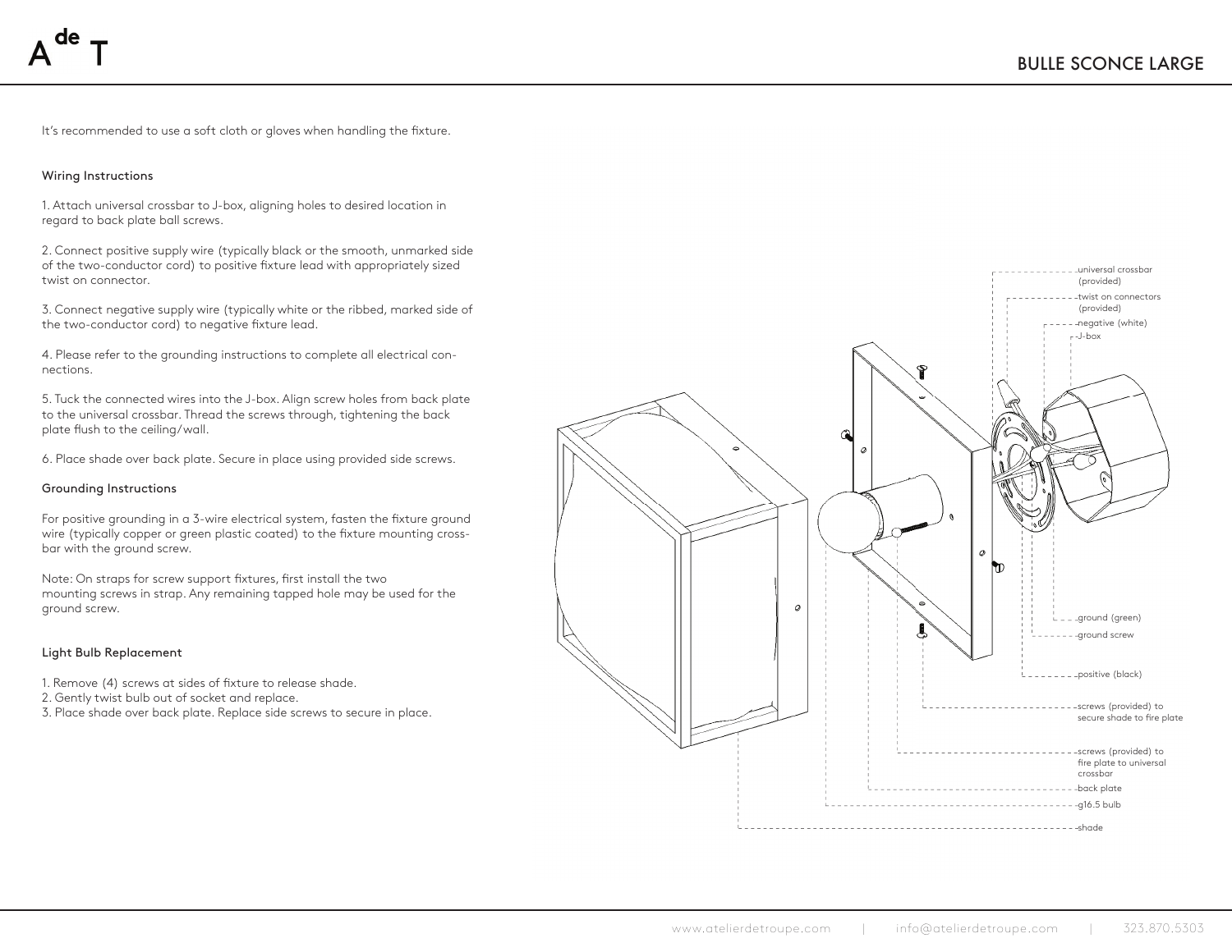# BULLE SCONCE LARGE

It's recommended to use a soft cloth or gloves when handling the fixture.

## Wiring Instructions

1. Attach universal crossbar to J-box, aligning holes to desired location in regard to back plate ball screws.

2. Connect positive supply wire (typically black or the smooth, unmarked side of the two-conductor cord) to positive fixture lead with appropriately sized twist on connector.

3. Connect negative supply wire (typically white or the ribbed, marked side of the two-conductor cord) to negative fixture lead.

4. Please refer to the grounding instructions to complete all electrical connections.

5. Tuck the connected wires into the J-box. Align screw holes from back plate to the universal crossbar. Thread the screws through, tightening the back plate flush to the ceiling/wall.

6. Place shade over back plate. Secure in place using provided side screws.

## Grounding Instructions

For positive grounding in a 3-wire electrical system, fasten the fixture ground wire (typically copper or green plastic coated) to the fixture mounting crossbar with the ground screw.

Note: On straps for screw support fixtures, first install the two mounting screws in strap. Any remaining tapped hole may be used for the ground screw.

## Light Bulb Replacement

1. Remove (4) screws at sides of fixture to release shade.
2. Gently twist bulb out of socket and replace.
3. Place shade over back plate. Replace side screws to secure in place.

universal crossbar (provided)
twist on connectors (provided)
negative (white)
J-box
ground (green)
ground screw
positive (black)
screws (provided) to secure shade to fire plate
screws (provided) to fire plate to universal crossbar
back plate
g16.5 bulb
shade